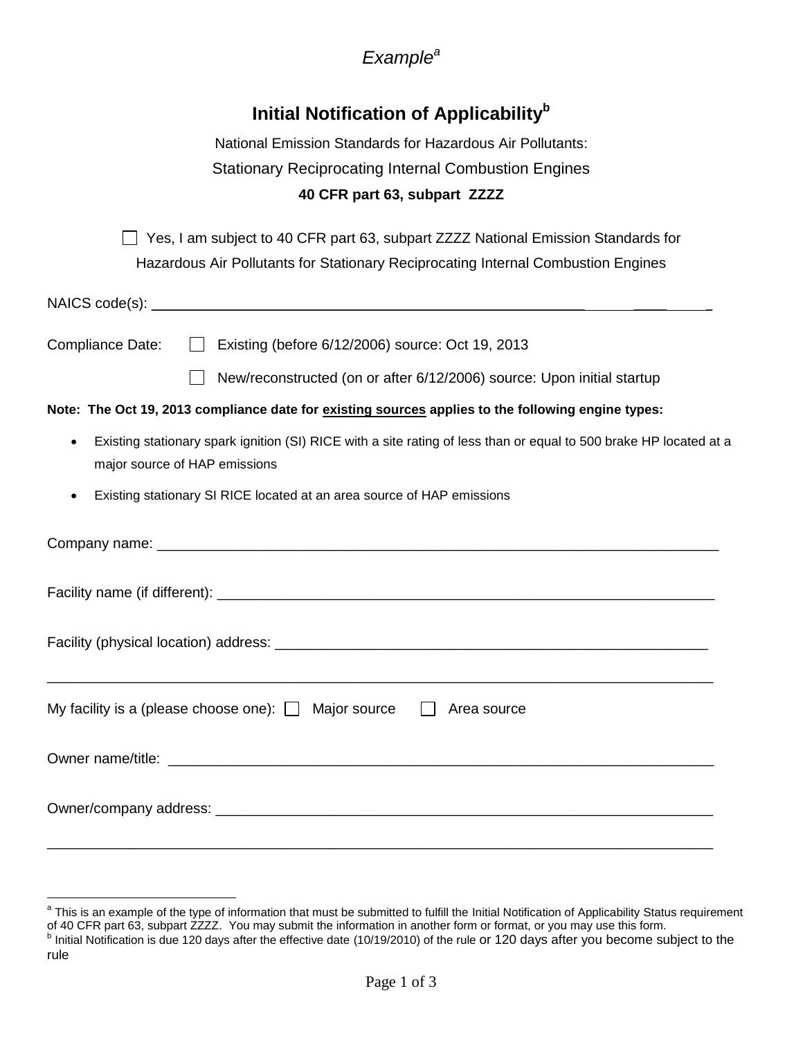*Example*[a]

# Initial Notification of Applicability[b]

National Emission Standards for Hazardous Air Pollutants:

Stationary Reciprocating Internal Combustion Engines

**40 CFR part 63, subpart ZZZZ**

☐ Yes, I am subject to 40 CFR part 63, subpart ZZZZ National Emission Standards for Hazardous Air Pollutants for Stationary Reciprocating Internal Combustion Engines

NAICS code(s): ___________________________________________________________

Compliance Date: ☐ Existing (before 6/12/2006) source: Oct 19, 2013

☐ New/reconstructed (on or after 6/12/2006) source: Upon initial startup

**Note: The Oct 19, 2013 compliance date for existing sources applies to the following engine types:**

- Existing stationary spark ignition (SI) RICE with a site rating of less than or equal to 500 brake HP located at a major source of HAP emissions
- Existing stationary SI RICE located at an area source of HAP emissions

Company name: ___________________________________________________________

Facility name (if different): ______________________________________________________

Facility (physical location) address: _______________________________________________

_________________________________________________________________________

My facility is a (please choose one): ☐ Major source ☐ Area source

Owner name/title: _________________________________________________________

Owner/company address: ___________________________________________________

_________________________________________________________________________

---

[a] This is an example of the type of information that must be submitted to fulfill the Initial Notification of Applicability Status requirement of 40 CFR part 63, subpart ZZZZ. You may submit the information in another form or format, or you may use this form.

[b] Initial Notification is due 120 days after the effective date (10/19/2010) of the rule or 120 days after you become subject to the rule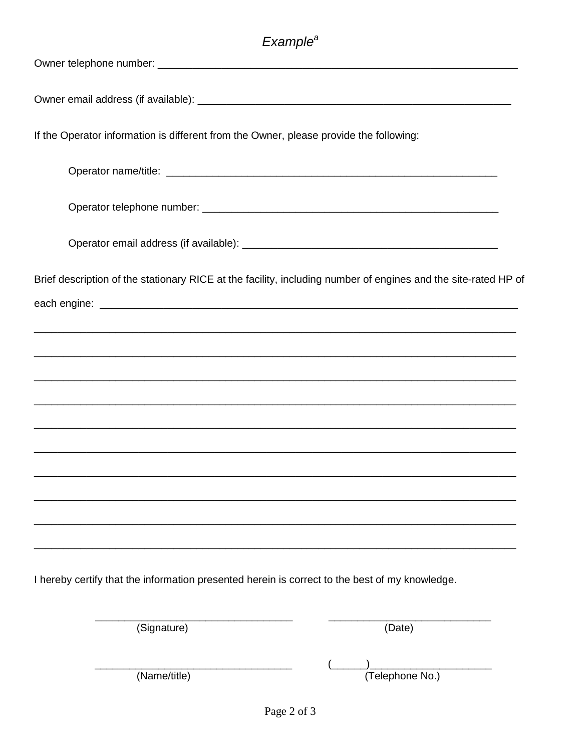*Example*[a]

Owner telephone number: ______________________________________________________________

Owner email address (if available): ____________________________________________________

If the Operator information is different from the Owner, please provide the following:

Operator name/title: _________________________________________________________

Operator telephone number: __________________________________________________

Operator email address (if available): ___________________________________________

Brief description of the stationary RICE at the facility, including number of engines and the site-rated HP of each engine: ________________________________________________________________________

______________________________________________________________________________

______________________________________________________________________________

______________________________________________________________________________

______________________________________________________________________________

______________________________________________________________________________

______________________________________________________________________________

______________________________________________________________________________

______________________________________________________________________________

______________________________________________________________________________

______________________________________________________________________________

I hereby certify that the information presented herein is correct to the best of my knowledge.

| | |
|---|---|
| ________________________________ | ___________________________ |
| (Signature) | (Date) |
| ________________________________ | (______)______________________ |
| (Name/title) | (Telephone No.) |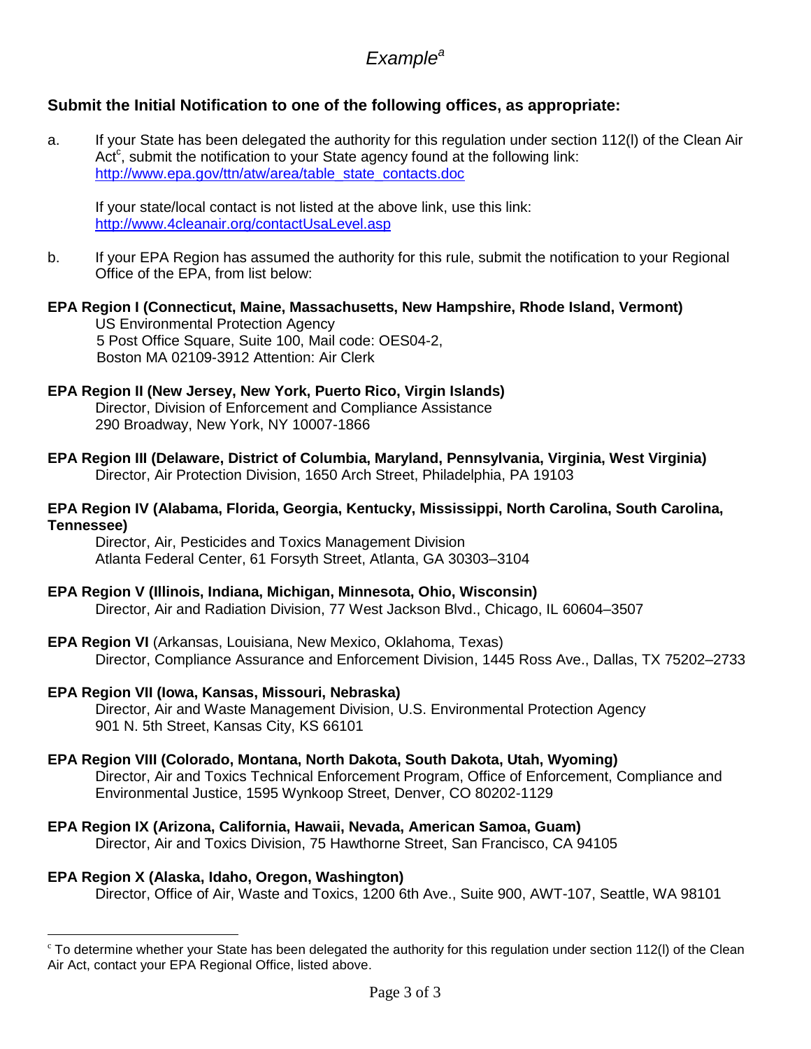*Example*[a]

**Submit the Initial Notification to one of the following offices, as appropriate:**

a. If your State has been delegated the authority for this regulation under section 112(l) of the Clean Air Act[c], submit the notification to your State agency found at the following link: http://www.epa.gov/ttn/atw/area/table_state_contacts.doc

   If your state/local contact is not listed at the above link, use this link: http://www.4cleanair.org/contactUsaLevel.asp

b. If your EPA Region has assumed the authority for this rule, submit the notification to your Regional Office of the EPA, from list below:

**EPA Region I (Connecticut, Maine, Massachusetts, New Hampshire, Rhode Island, Vermont)**
US Environmental Protection Agency
5 Post Office Square, Suite 100, Mail code: OES04-2,
Boston MA 02109-3912 Attention: Air Clerk

**EPA Region II (New Jersey, New York, Puerto Rico, Virgin Islands)**
Director, Division of Enforcement and Compliance Assistance
290 Broadway, New York, NY 10007-1866

**EPA Region III (Delaware, District of Columbia, Maryland, Pennsylvania, Virginia, West Virginia)**
Director, Air Protection Division, 1650 Arch Street, Philadelphia, PA 19103

**EPA Region IV (Alabama, Florida, Georgia, Kentucky, Mississippi, North Carolina, South Carolina, Tennessee)**
Director, Air, Pesticides and Toxics Management Division
Atlanta Federal Center, 61 Forsyth Street, Atlanta, GA 30303–3104

**EPA Region V (Illinois, Indiana, Michigan, Minnesota, Ohio, Wisconsin)**
Director, Air and Radiation Division, 77 West Jackson Blvd., Chicago, IL 60604–3507

**EPA Region VI** (Arkansas, Louisiana, New Mexico, Oklahoma, Texas)
Director, Compliance Assurance and Enforcement Division, 1445 Ross Ave., Dallas, TX 75202–2733

**EPA Region VII (Iowa, Kansas, Missouri, Nebraska)**
Director, Air and Waste Management Division, U.S. Environmental Protection Agency
901 N. 5th Street, Kansas City, KS 66101

**EPA Region VIII (Colorado, Montana, North Dakota, South Dakota, Utah, Wyoming)**
Director, Air and Toxics Technical Enforcement Program, Office of Enforcement, Compliance and Environmental Justice, 1595 Wynkoop Street, Denver, CO 80202-1129

**EPA Region IX (Arizona, California, Hawaii, Nevada, American Samoa, Guam)**
Director, Air and Toxics Division, 75 Hawthorne Street, San Francisco, CA 94105

**EPA Region X (Alaska, Idaho, Oregon, Washington)**
Director, Office of Air, Waste and Toxics, 1200 6th Ave., Suite 900, AWT-107, Seattle, WA 98101

---

[c] To determine whether your State has been delegated the authority for this regulation under section 112(l) of the Clean Air Act, contact your EPA Regional Office, listed above.